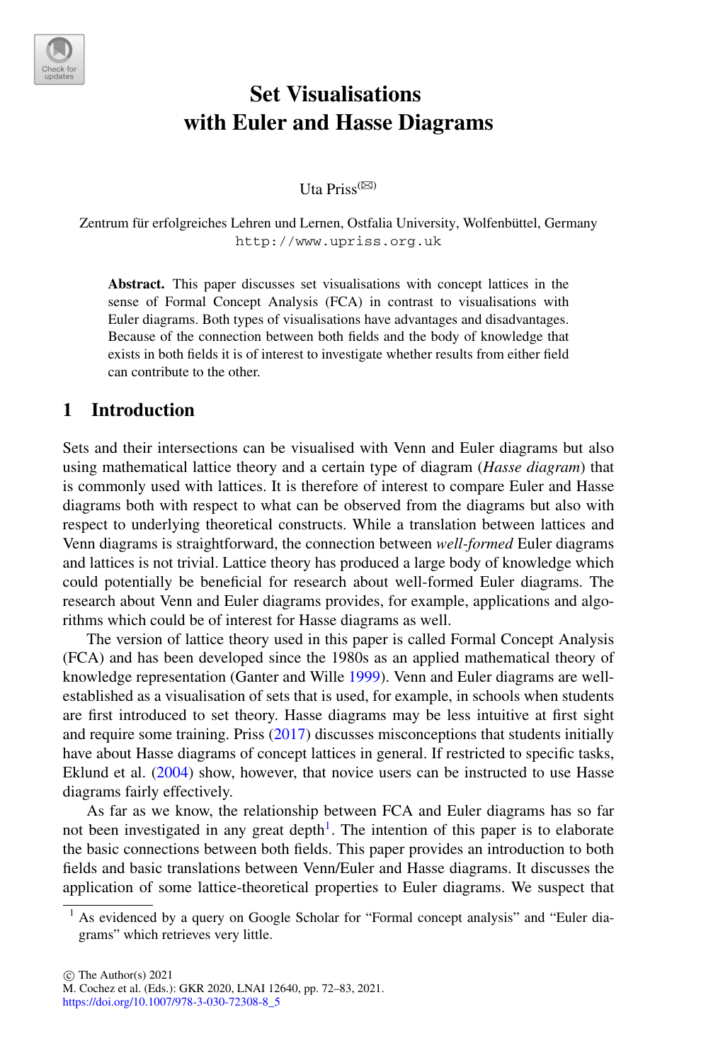# Set Visualisations with Euler and Hasse Diagrams

Uta Priss(✉)

Zentrum für erfolgreiches Lehren und Lernen, Ostfalia University, Wolfenbüttel, Germany
http://www.upriss.org.uk

**Abstract.** This paper discusses set visualisations with concept lattices in the sense of Formal Concept Analysis (FCA) in contrast to visualisations with Euler diagrams. Both types of visualisations have advantages and disadvantages. Because of the connection between both fields and the body of knowledge that exists in both fields it is of interest to investigate whether results from either field can contribute to the other.

## 1 Introduction

Sets and their intersections can be visualised with Venn and Euler diagrams but also using mathematical lattice theory and a certain type of diagram (*Hasse diagram*) that is commonly used with lattices. It is therefore of interest to compare Euler and Hasse diagrams both with respect to what can be observed from the diagrams but also with respect to underlying theoretical constructs. While a translation between lattices and Venn diagrams is straightforward, the connection between *well-formed* Euler diagrams and lattices is not trivial. Lattice theory has produced a large body of knowledge which could potentially be beneficial for research about well-formed Euler diagrams. The research about Venn and Euler diagrams provides, for example, applications and algorithms which could be of interest for Hasse diagrams as well.

The version of lattice theory used in this paper is called Formal Concept Analysis (FCA) and has been developed since the 1980s as an applied mathematical theory of knowledge representation (Ganter and Wille 1999). Venn and Euler diagrams are well-established as a visualisation of sets that is used, for example, in schools when students are first introduced to set theory. Hasse diagrams may be less intuitive at first sight and require some training. Priss (2017) discusses misconceptions that students initially have about Hasse diagrams of concept lattices in general. If restricted to specific tasks, Eklund et al. (2004) show, however, that novice users can be instructed to use Hasse diagrams fairly effectively.

As far as we know, the relationship between FCA and Euler diagrams has so far not been investigated in any great depth[1]. The intention of this paper is to elaborate the basic connections between both fields. This paper provides an introduction to both fields and basic translations between Venn/Euler and Hasse diagrams. It discusses the application of some lattice-theoretical properties to Euler diagrams. We suspect that

[1] As evidenced by a query on Google Scholar for "Formal concept analysis" and "Euler diagrams" which retrieves very little.

© The Author(s) 2021
M. Cochez et al. (Eds.): GKR 2020, LNAI 12640, pp. 72–83, 2021.
https://doi.org/10.1007/978-3-030-72308-8_5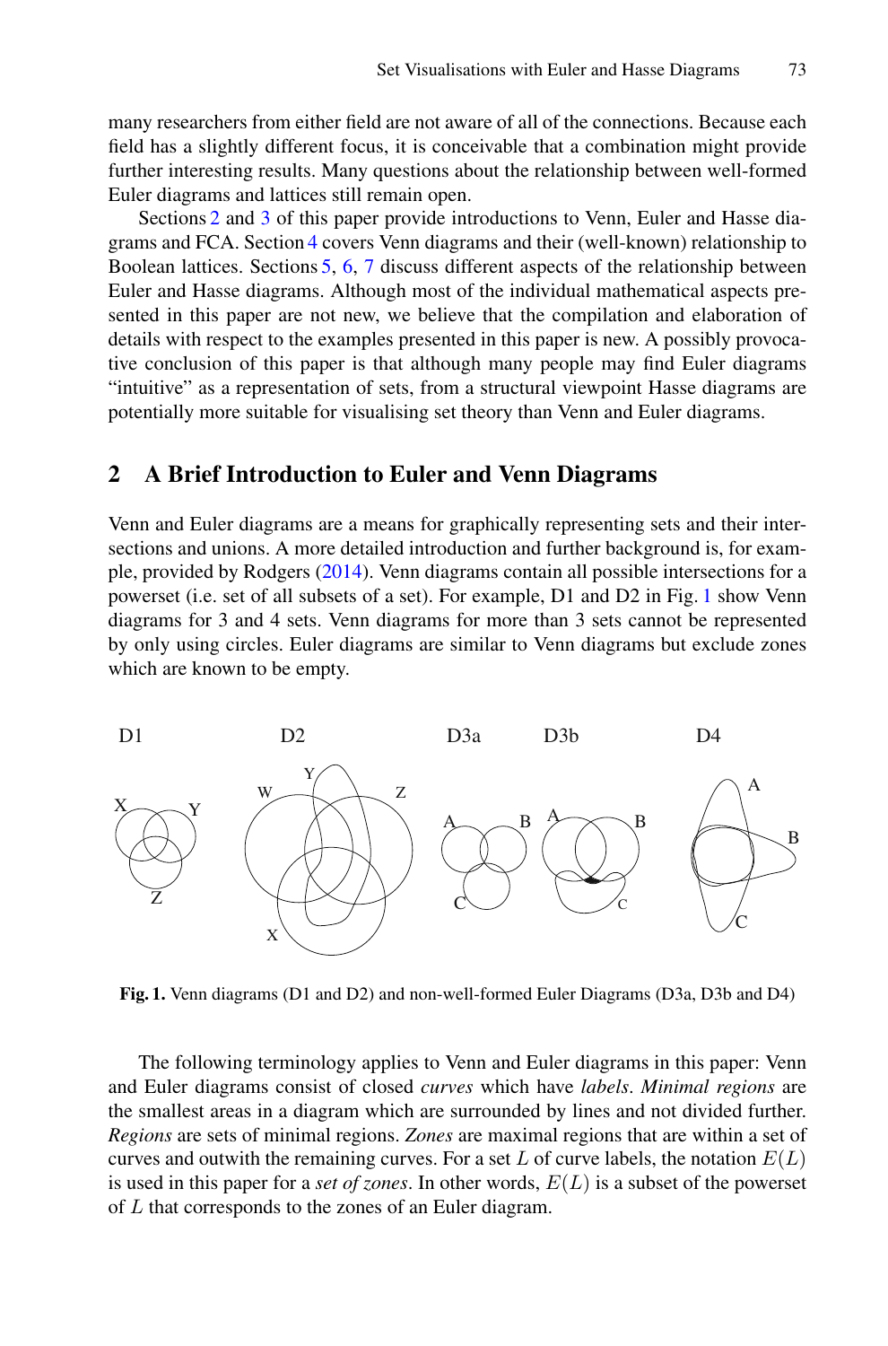many researchers from either field are not aware of all of the connections. Because each field has a slightly different focus, it is conceivable that a combination might provide further interesting results. Many questions about the relationship between well-formed Euler diagrams and lattices still remain open.

Sections 2 and 3 of this paper provide introductions to Venn, Euler and Hasse diagrams and FCA. Section 4 covers Venn diagrams and their (well-known) relationship to Boolean lattices. Sections 5, 6, 7 discuss different aspects of the relationship between Euler and Hasse diagrams. Although most of the individual mathematical aspects presented in this paper are not new, we believe that the compilation and elaboration of details with respect to the examples presented in this paper is new. A possibly provocative conclusion of this paper is that although many people may find Euler diagrams "intuitive" as a representation of sets, from a structural viewpoint Hasse diagrams are potentially more suitable for visualising set theory than Venn and Euler diagrams.

## 2 A Brief Introduction to Euler and Venn Diagrams

Venn and Euler diagrams are a means for graphically representing sets and their intersections and unions. A more detailed introduction and further background is, for example, provided by Rodgers (2014). Venn diagrams contain all possible intersections for a powerset (i.e. set of all subsets of a set). For example, D1 and D2 in Fig. 1 show Venn diagrams for 3 and 4 sets. Venn diagrams for more than 3 sets cannot be represented by only using circles. Euler diagrams are similar to Venn diagrams but exclude zones which are known to be empty.

**Fig. 1.** Venn diagrams (D1 and D2) and non-well-formed Euler Diagrams (D3a, D3b and D4)

The following terminology applies to Venn and Euler diagrams in this paper: Venn and Euler diagrams consist of closed *curves* which have *labels*. *Minimal regions* are the smallest areas in a diagram which are surrounded by lines and not divided further. *Regions* are sets of minimal regions. *Zones* are maximal regions that are within a set of curves and outwith the remaining curves. For a set $L$ of curve labels, the notation $E(L)$ is used in this paper for a *set of zones*. In other words, $E(L)$ is a subset of the powerset of $L$ that corresponds to the zones of an Euler diagram.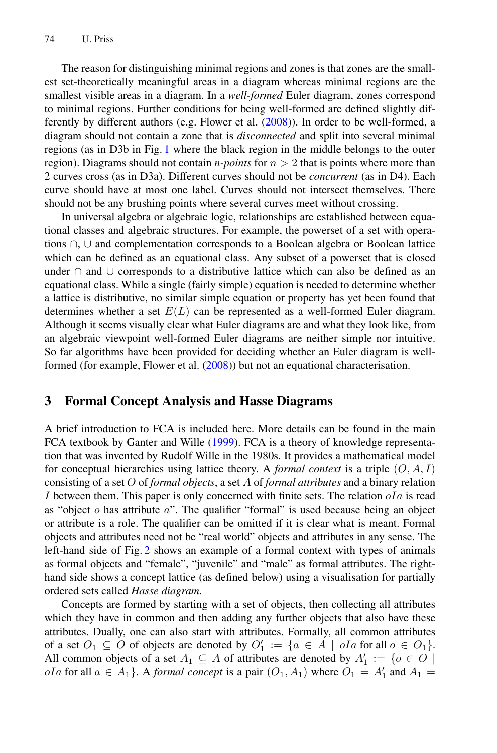The reason for distinguishing minimal regions and zones is that zones are the smallest set-theoretically meaningful areas in a diagram whereas minimal regions are the smallest visible areas in a diagram. In a *well-formed* Euler diagram, zones correspond to minimal regions. Further conditions for being well-formed are defined slightly differently by different authors (e.g. Flower et al. (2008)). In order to be well-formed, a diagram should not contain a zone that is *disconnected* and split into several minimal regions (as in D3b in Fig. 1 where the black region in the middle belongs to the outer region). Diagrams should not contain *n-points* for $n > 2$ that is points where more than 2 curves cross (as in D3a). Different curves should not be *concurrent* (as in D4). Each curve should have at most one label. Curves should not intersect themselves. There should not be any brushing points where several curves meet without crossing.

In universal algebra or algebraic logic, relationships are established between equational classes and algebraic structures. For example, the powerset of a set with operations $\cap$, $\cup$ and complementation corresponds to a Boolean algebra or Boolean lattice which can be defined as an equational class. Any subset of a powerset that is closed under $\cap$ and $\cup$ corresponds to a distributive lattice which can also be defined as an equational class. While a single (fairly simple) equation is needed to determine whether a lattice is distributive, no similar simple equation or property has yet been found that determines whether a set $E(L)$ can be represented as a well-formed Euler diagram. Although it seems visually clear what Euler diagrams are and what they look like, from an algebraic viewpoint well-formed Euler diagrams are neither simple nor intuitive. So far algorithms have been provided for deciding whether an Euler diagram is well-formed (for example, Flower et al. (2008)) but not an equational characterisation.

## 3 Formal Concept Analysis and Hasse Diagrams

A brief introduction to FCA is included here. More details can be found in the main FCA textbook by Ganter and Wille (1999). FCA is a theory of knowledge representation that was invented by Rudolf Wille in the 1980s. It provides a mathematical model for conceptual hierarchies using lattice theory. A *formal context* is a triple $(O, A, I)$ consisting of a set $O$ of *formal objects*, a set $A$ of *formal attributes* and a binary relation $I$ between them. This paper is only concerned with finite sets. The relation $oIa$ is read as "object $o$ has attribute $a$". The qualifier "formal" is used because being an object or attribute is a role. The qualifier can be omitted if it is clear what is meant. Formal objects and attributes need not be "real world" objects and attributes in any sense. The left-hand side of Fig. 2 shows an example of a formal context with types of animals as formal objects and "female", "juvenile" and "male" as formal attributes. The right-hand side shows a concept lattice (as defined below) using a visualisation for partially ordered sets called *Hasse diagram*.

Concepts are formed by starting with a set of objects, then collecting all attributes which they have in common and then adding any further objects that also have these attributes. Dually, one can also start with attributes. Formally, all common attributes of a set $O_1 \subseteq O$ of objects are denoted by $O_1' := \{a \in A \mid oIa \text{ for all } o \in O_1\}$. All common objects of a set $A_1 \subseteq A$ of attributes are denoted by $A_1' := \{o \in O \mid oIa \text{ for all } a \in A_1\}$. A *formal concept* is a pair $(O_1, A_1)$ where $O_1 = A_1'$ and $A_1 =$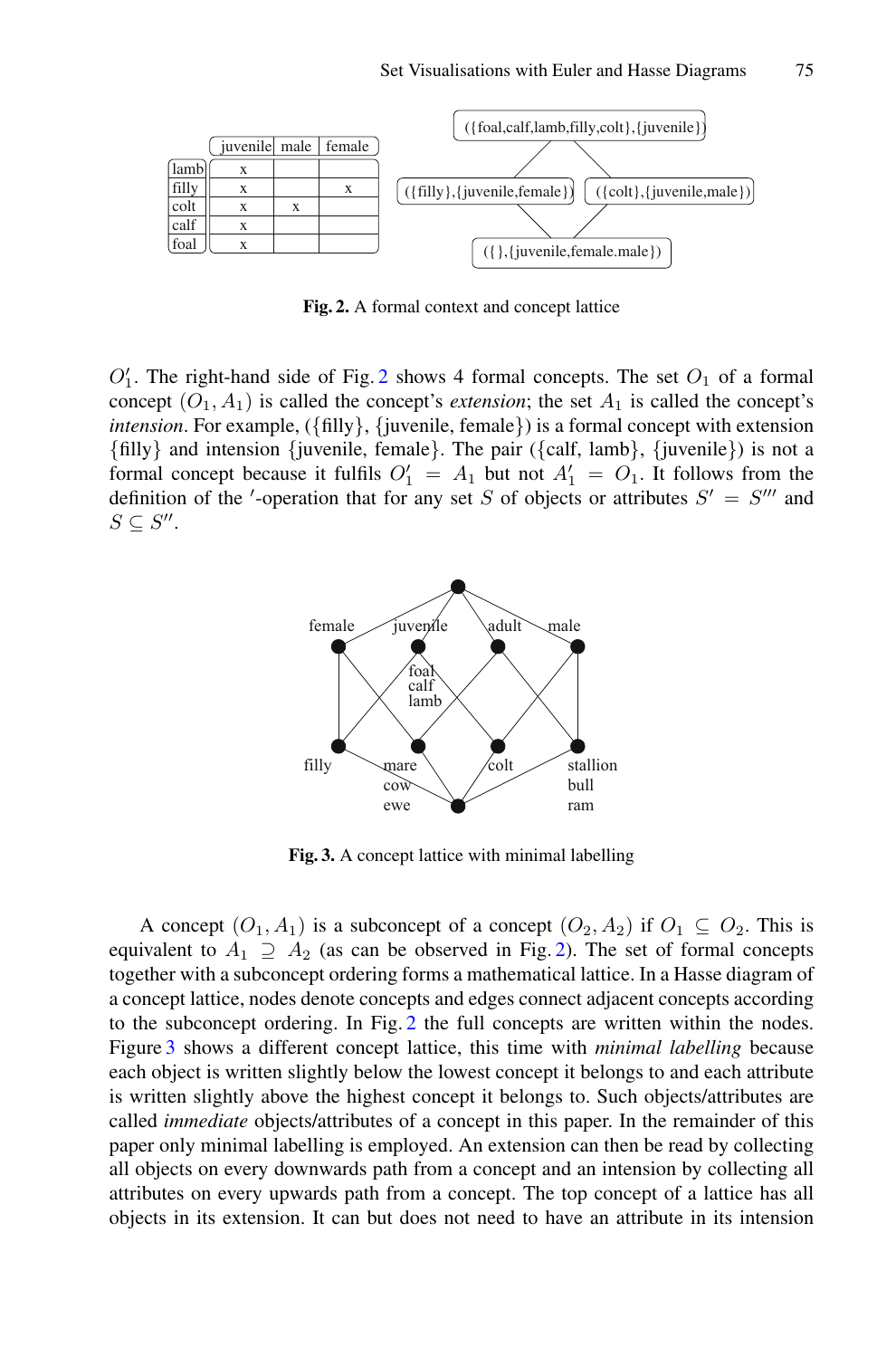|  | juvenile | male | female |
|---|---|---|---|
| lamb | x |  |  |
| filly | x |  | x |
| colt | x | x |  |
| calf | x |  |  |
| foal | x |  |  |

**Fig. 2.** A formal context and concept lattice

$O_1'$. The right-hand side of Fig. 2 shows 4 formal concepts. The set $O_1$ of a formal concept $(O_1, A_1)$ is called the concept's *extension*; the set $A_1$ is called the concept's *intension*. For example, ({filly}, {juvenile, female}) is a formal concept with extension {filly} and intension {juvenile, female}. The pair ({calf, lamb}, {juvenile}) is not a formal concept because it fulfils $O_1' = A_1$ but not $A_1' = O_1$. It follows from the definition of the $'$-operation that for any set $S$ of objects or attributes $S' = S'''$ and $S \subseteq S''$.

**Fig. 3.** A concept lattice with minimal labelling

A concept $(O_1, A_1)$ is a subconcept of a concept $(O_2, A_2)$ if $O_1 \subseteq O_2$. This is equivalent to $A_1 \supseteq A_2$ (as can be observed in Fig. 2). The set of formal concepts together with a subconcept ordering forms a mathematical lattice. In a Hasse diagram of a concept lattice, nodes denote concepts and edges connect adjacent concepts according to the subconcept ordering. In Fig. 2 the full concepts are written within the nodes. Figure 3 shows a different concept lattice, this time with *minimal labelling* because each object is written slightly below the lowest concept it belongs to and each attribute is written slightly above the highest concept it belongs to. Such objects/attributes are called *immediate* objects/attributes of a concept in this paper. In the remainder of this paper only minimal labelling is employed. An extension can then be read by collecting all objects on every downwards path from a concept and an intension by collecting all attributes on every upwards path from a concept. The top concept of a lattice has all objects in its extension. It can but does not need to have an attribute in its intension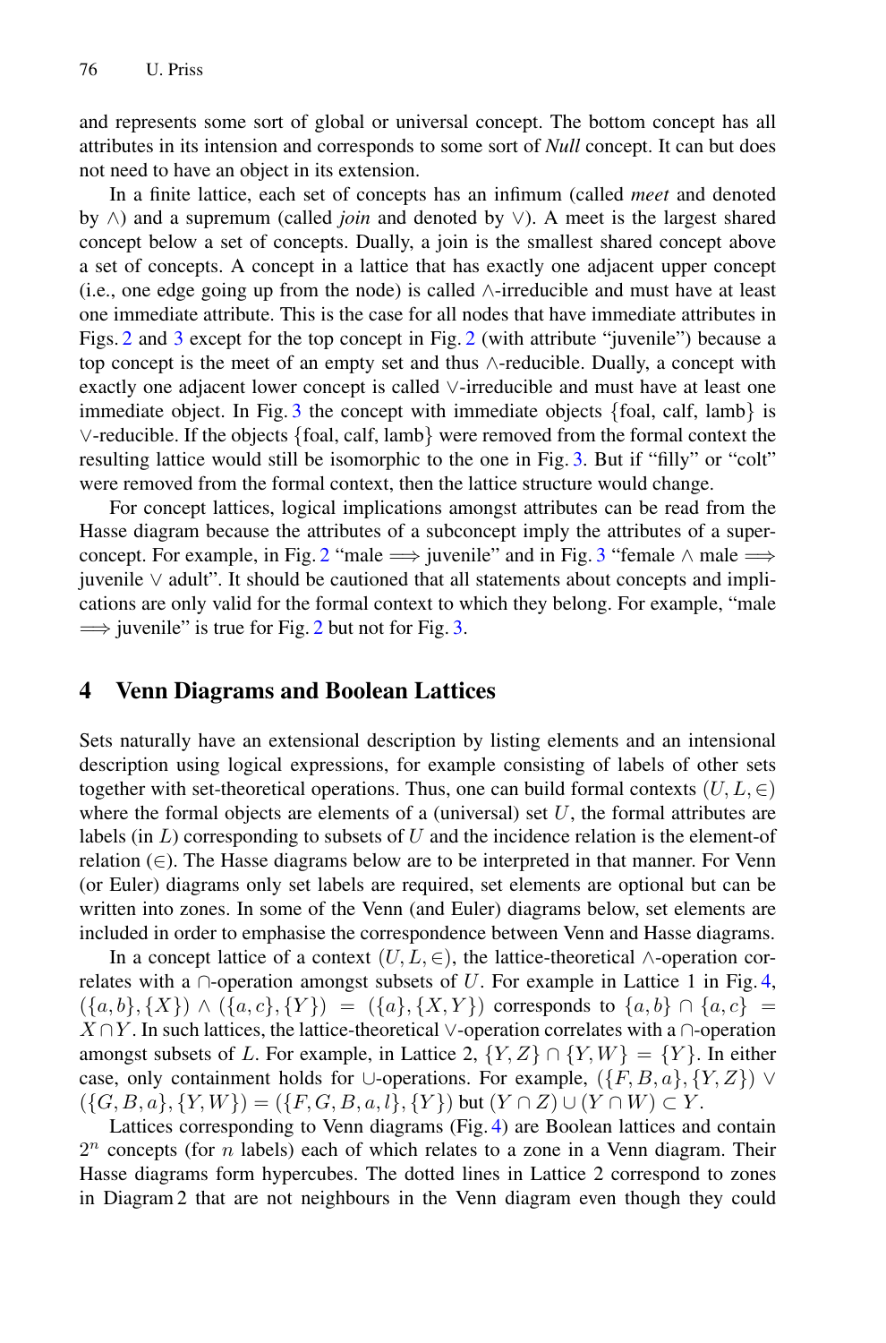and represents some sort of global or universal concept. The bottom concept has all attributes in its intension and corresponds to some sort of *Null* concept. It can but does not need to have an object in its extension.

In a finite lattice, each set of concepts has an infimum (called *meet* and denoted by $\wedge$) and a supremum (called *join* and denoted by $\vee$). A meet is the largest shared concept below a set of concepts. Dually, a join is the smallest shared concept above a set of concepts. A concept in a lattice that has exactly one adjacent upper concept (i.e., one edge going up from the node) is called $\wedge$-irreducible and must have at least one immediate attribute. This is the case for all nodes that have immediate attributes in Figs. 2 and 3 except for the top concept in Fig. 2 (with attribute "juvenile") because a top concept is the meet of an empty set and thus $\wedge$-reducible. Dually, a concept with exactly one adjacent lower concept is called $\vee$-irreducible and must have at least one immediate object. In Fig. 3 the concept with immediate objects {foal, calf, lamb} is $\vee$-reducible. If the objects {foal, calf, lamb} were removed from the formal context the resulting lattice would still be isomorphic to the one in Fig. 3. But if "filly" or "colt" were removed from the formal context, then the lattice structure would change.

For concept lattices, logical implications amongst attributes can be read from the Hasse diagram because the attributes of a subconcept imply the attributes of a superconcept. For example, in Fig. 2 "male $\Longrightarrow$ juvenile" and in Fig. 3 "female $\wedge$ male $\Longrightarrow$ juvenile $\vee$ adult". It should be cautioned that all statements about concepts and implications are only valid for the formal context to which they belong. For example, "male $\Longrightarrow$ juvenile" is true for Fig. 2 but not for Fig. 3.

## 4 Venn Diagrams and Boolean Lattices

Sets naturally have an extensional description by listing elements and an intensional description using logical expressions, for example consisting of labels of other sets together with set-theoretical operations. Thus, one can build formal contexts $(U, L, \in)$ where the formal objects are elements of a (universal) set $U$, the formal attributes are labels (in $L$) corresponding to subsets of $U$ and the incidence relation is the element-of relation ($\in$). The Hasse diagrams below are to be interpreted in that manner. For Venn (or Euler) diagrams only set labels are required, set elements are optional but can be written into zones. In some of the Venn (and Euler) diagrams below, set elements are included in order to emphasise the correspondence between Venn and Hasse diagrams.

In a concept lattice of a context $(U, L, \in)$, the lattice-theoretical $\wedge$-operation correlates with a $\cap$-operation amongst subsets of $U$. For example in Lattice 1 in Fig. 4, $(\{a, b\}, \{X\}) \wedge (\{a, c\}, \{Y\}) = (\{a\}, \{X, Y\})$ corresponds to $\{a, b\} \cap \{a, c\} = X \cap Y$. In such lattices, the lattice-theoretical $\vee$-operation correlates with a $\cap$-operation amongst subsets of $L$. For example, in Lattice 2, $\{Y, Z\} \cap \{Y, W\} = \{Y\}$. In either case, only containment holds for $\cup$-operations. For example, $(\{F, B, a\}, \{Y, Z\}) \vee (\{G, B, a\}, \{Y, W\}) = (\{F, G, B, a, l\}, \{Y\})$ but $(Y \cap Z) \cup (Y \cap W) \subset Y$.

Lattices corresponding to Venn diagrams (Fig. 4) are Boolean lattices and contain $2^n$ concepts (for $n$ labels) each of which relates to a zone in a Venn diagram. Their Hasse diagrams form hypercubes. The dotted lines in Lattice 2 correspond to zones in Diagram 2 that are not neighbours in the Venn diagram even though they could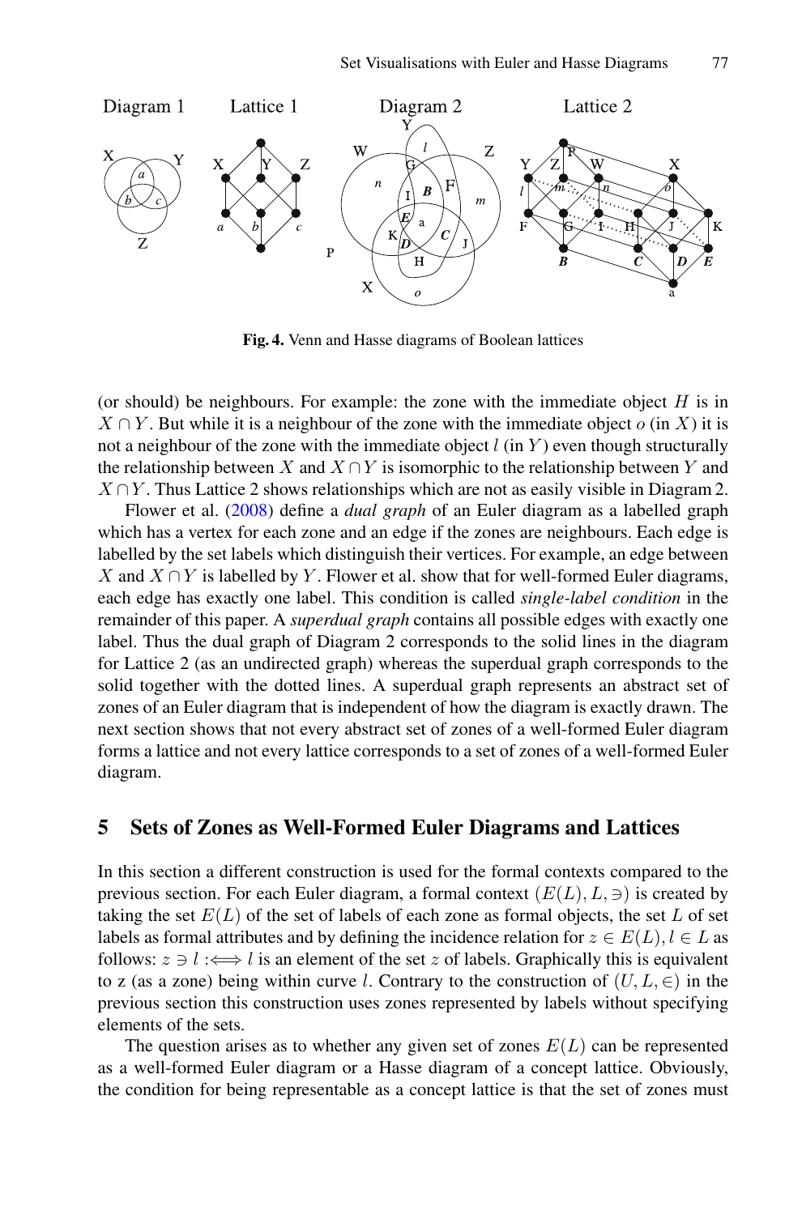**Fig. 4.** Venn and Hasse diagrams of Boolean lattices

(or should) be neighbours. For example: the zone with the immediate object $H$ is in $X \cap Y$. But while it is a neighbour of the zone with the immediate object $o$ (in $X$) it is not a neighbour of the zone with the immediate object $l$ (in $Y$) even though structurally the relationship between $X$ and $X \cap Y$ is isomorphic to the relationship between $Y$ and $X \cap Y$. Thus Lattice 2 shows relationships which are not as easily visible in Diagram 2.

Flower et al. (2008) define a *dual graph* of an Euler diagram as a labelled graph which has a vertex for each zone and an edge if the zones are neighbours. Each edge is labelled by the set labels which distinguish their vertices. For example, an edge between $X$ and $X \cap Y$ is labelled by $Y$. Flower et al. show that for well-formed Euler diagrams, each edge has exactly one label. This condition is called *single-label condition* in the remainder of this paper. A *superdual graph* contains all possible edges with exactly one label. Thus the dual graph of Diagram 2 corresponds to the solid lines in the diagram for Lattice 2 (as an undirected graph) whereas the superdual graph corresponds to the solid together with the dotted lines. A superdual graph represents an abstract set of zones of an Euler diagram that is independent of how the diagram is exactly drawn. The next section shows that not every abstract set of zones of a well-formed Euler diagram forms a lattice and not every lattice corresponds to a set of zones of a well-formed Euler diagram.

## 5 Sets of Zones as Well-Formed Euler Diagrams and Lattices

In this section a different construction is used for the formal contexts compared to the previous section. For each Euler diagram, a formal context $(E(L), L, \ni)$ is created by taking the set $E(L)$ of the set of labels of each zone as formal objects, the set $L$ of set labels as formal attributes and by defining the incidence relation for $z \in E(L), l \in L$ as follows: $z \ni l :\Longleftrightarrow l$ is an element of the set $z$ of labels. Graphically this is equivalent to z (as a zone) being within curve $l$. Contrary to the construction of $(U, L, \in)$ in the previous section this construction uses zones represented by labels without specifying elements of the sets.

The question arises as to whether any given set of zones $E(L)$ can be represented as a well-formed Euler diagram or a Hasse diagram of a concept lattice. Obviously, the condition for being representable as a concept lattice is that the set of zones must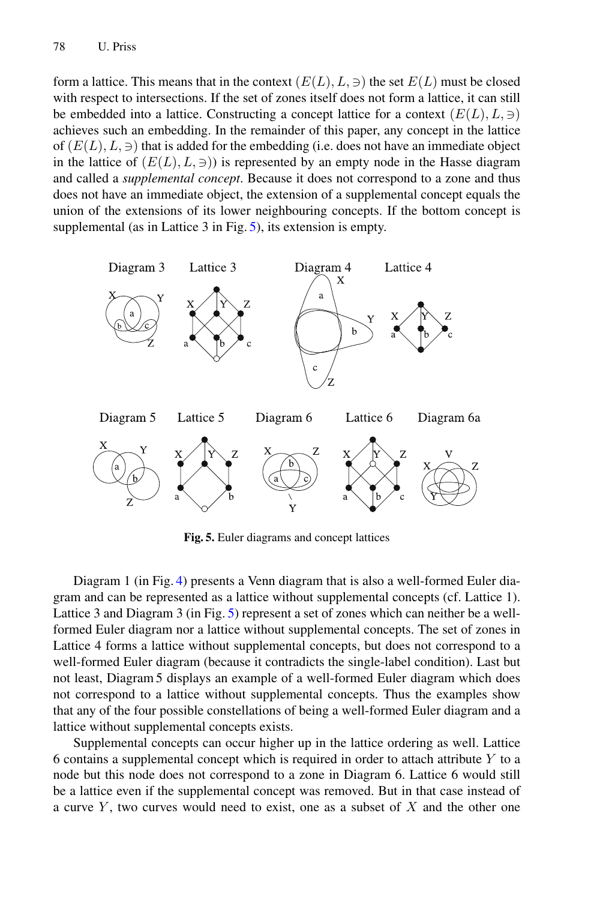form a lattice. This means that in the context $(E(L), L, \ni)$ the set $E(L)$ must be closed with respect to intersections. If the set of zones itself does not form a lattice, it can still be embedded into a lattice. Constructing a concept lattice for a context $(E(L), L, \ni)$ achieves such an embedding. In the remainder of this paper, any concept in the lattice of $(E(L), L, \ni)$ that is added for the embedding (i.e. does not have an immediate object in the lattice of $(E(L), L, \ni)$) is represented by an empty node in the Hasse diagram and called a *supplemental concept*. Because it does not correspond to a zone and thus does not have an immediate object, the extension of a supplemental concept equals the union of the extensions of its lower neighbouring concepts. If the bottom concept is supplemental (as in Lattice 3 in Fig. 5), its extension is empty.

**Fig. 5.** Euler diagrams and concept lattices

Diagram 1 (in Fig. 4) presents a Venn diagram that is also a well-formed Euler diagram and can be represented as a lattice without supplemental concepts (cf. Lattice 1). Lattice 3 and Diagram 3 (in Fig. 5) represent a set of zones which can neither be a well-formed Euler diagram nor a lattice without supplemental concepts. The set of zones in Lattice 4 forms a lattice without supplemental concepts, but does not correspond to a well-formed Euler diagram (because it contradicts the single-label condition). Last but not least, Diagram 5 displays an example of a well-formed Euler diagram which does not correspond to a lattice without supplemental concepts. Thus the examples show that any of the four possible constellations of being a well-formed Euler diagram and a lattice without supplemental concepts exists.

Supplemental concepts can occur higher up in the lattice ordering as well. Lattice 6 contains a supplemental concept which is required in order to attach attribute $Y$ to a node but this node does not correspond to a zone in Diagram 6. Lattice 6 would still be a lattice even if the supplemental concept was removed. But in that case instead of a curve $Y$, two curves would need to exist, one as a subset of $X$ and the other one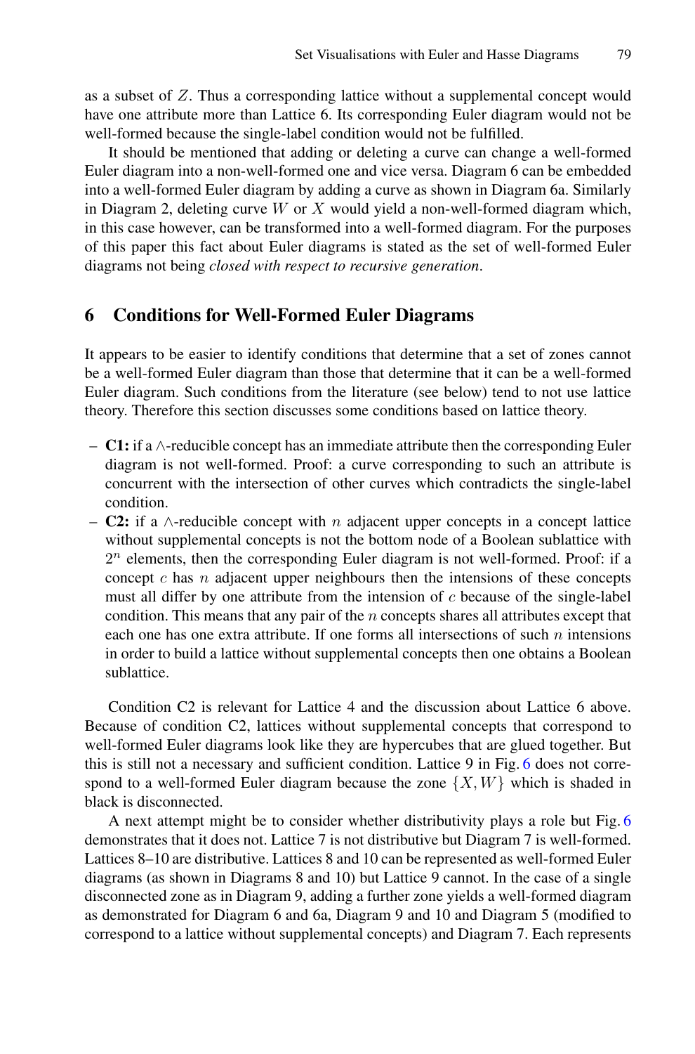as a subset of $Z$. Thus a corresponding lattice without a supplemental concept would have one attribute more than Lattice 6. Its corresponding Euler diagram would not be well-formed because the single-label condition would not be fulfilled.

It should be mentioned that adding or deleting a curve can change a well-formed Euler diagram into a non-well-formed one and vice versa. Diagram 6 can be embedded into a well-formed Euler diagram by adding a curve as shown in Diagram 6a. Similarly in Diagram 2, deleting curve $W$ or $X$ would yield a non-well-formed diagram which, in this case however, can be transformed into a well-formed diagram. For the purposes of this paper this fact about Euler diagrams is stated as the set of well-formed Euler diagrams not being *closed with respect to recursive generation*.

## 6 Conditions for Well-Formed Euler Diagrams

It appears to be easier to identify conditions that determine that a set of zones cannot be a well-formed Euler diagram than those that determine that it can be a well-formed Euler diagram. Such conditions from the literature (see below) tend to not use lattice theory. Therefore this section discusses some conditions based on lattice theory.

- **C1:** if a $\wedge$-reducible concept has an immediate attribute then the corresponding Euler diagram is not well-formed. Proof: a curve corresponding to such an attribute is concurrent with the intersection of other curves which contradicts the single-label condition.
- **C2:** if a $\wedge$-reducible concept with $n$ adjacent upper concepts in a concept lattice without supplemental concepts is not the bottom node of a Boolean sublattice with $2^n$ elements, then the corresponding Euler diagram is not well-formed. Proof: if a concept $c$ has $n$ adjacent upper neighbours then the intensions of these concepts must all differ by one attribute from the intension of $c$ because of the single-label condition. This means that any pair of the $n$ concepts shares all attributes except that each one has one extra attribute. If one forms all intersections of such $n$ intensions in order to build a lattice without supplemental concepts then one obtains a Boolean sublattice.

Condition C2 is relevant for Lattice 4 and the discussion about Lattice 6 above. Because of condition C2, lattices without supplemental concepts that correspond to well-formed Euler diagrams look like they are hypercubes that are glued together. But this is still not a necessary and sufficient condition. Lattice 9 in Fig. 6 does not correspond to a well-formed Euler diagram because the zone $\{X, W\}$ which is shaded in black is disconnected.

A next attempt might be to consider whether distributivity plays a role but Fig. 6 demonstrates that it does not. Lattice 7 is not distributive but Diagram 7 is well-formed. Lattices 8–10 are distributive. Lattices 8 and 10 can be represented as well-formed Euler diagrams (as shown in Diagrams 8 and 10) but Lattice 9 cannot. In the case of a single disconnected zone as in Diagram 9, adding a further zone yields a well-formed diagram as demonstrated for Diagram 6 and 6a, Diagram 9 and 10 and Diagram 5 (modified to correspond to a lattice without supplemental concepts) and Diagram 7. Each represents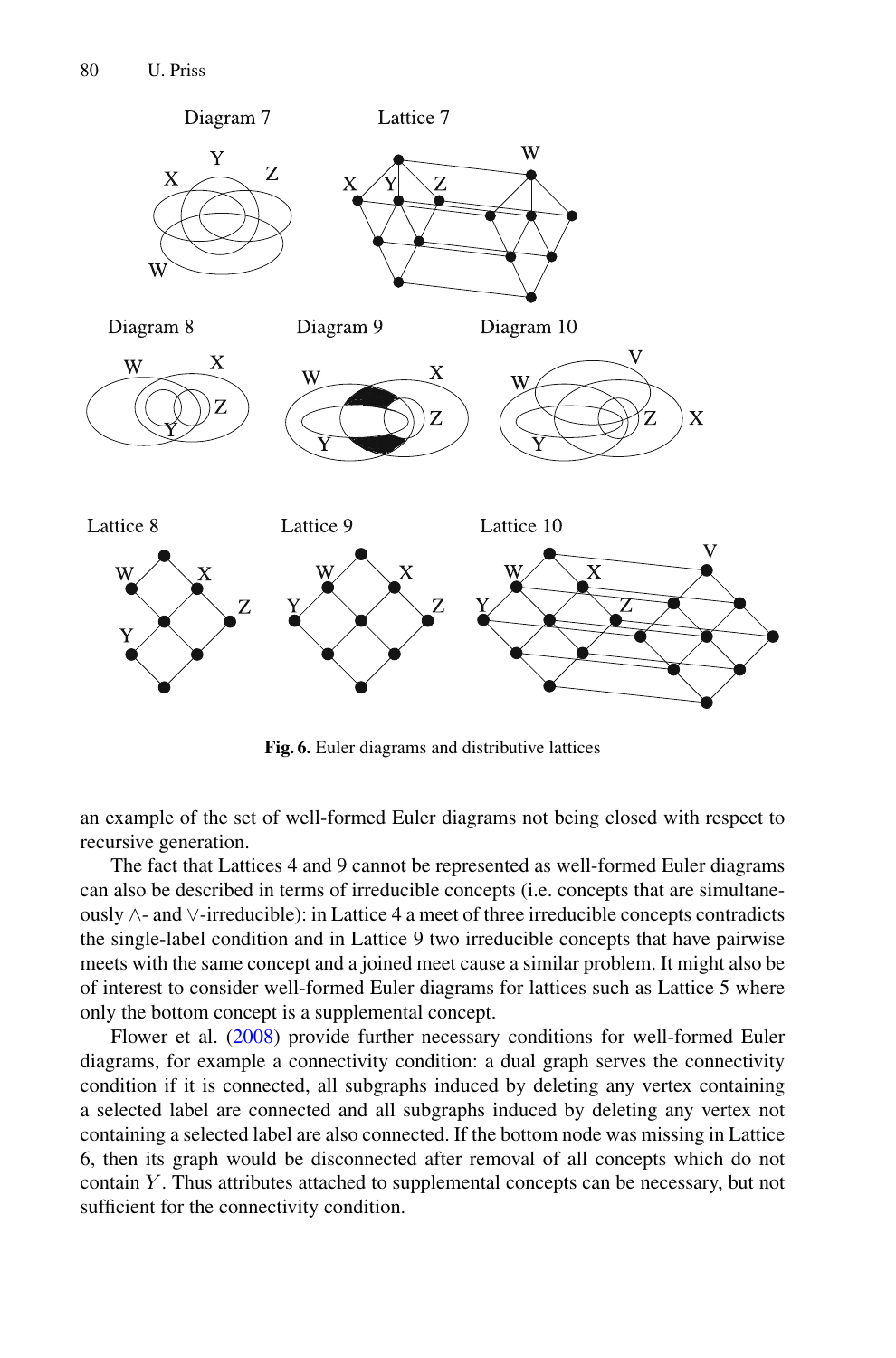Diagram 7 Lattice 7

Diagram 8 Diagram 9 Diagram 10

Lattice 8 Lattice 9 Lattice 10

**Fig. 6.** Euler diagrams and distributive lattices

an example of the set of well-formed Euler diagrams not being closed with respect to recursive generation.

The fact that Lattices 4 and 9 cannot be represented as well-formed Euler diagrams can also be described in terms of irreducible concepts (i.e. concepts that are simultaneously $\wedge$- and $\vee$-irreducible): in Lattice 4 a meet of three irreducible concepts contradicts the single-label condition and in Lattice 9 two irreducible concepts that have pairwise meets with the same concept and a joined meet cause a similar problem. It might also be of interest to consider well-formed Euler diagrams for lattices such as Lattice 5 where only the bottom concept is a supplemental concept.

Flower et al. (2008) provide further necessary conditions for well-formed Euler diagrams, for example a connectivity condition: a dual graph serves the connectivity condition if it is connected, all subgraphs induced by deleting any vertex containing a selected label are connected and all subgraphs induced by deleting any vertex not containing a selected label are also connected. If the bottom node was missing in Lattice 6, then its graph would be disconnected after removal of all concepts which do not contain $Y$. Thus attributes attached to supplemental concepts can be necessary, but not sufficient for the connectivity condition.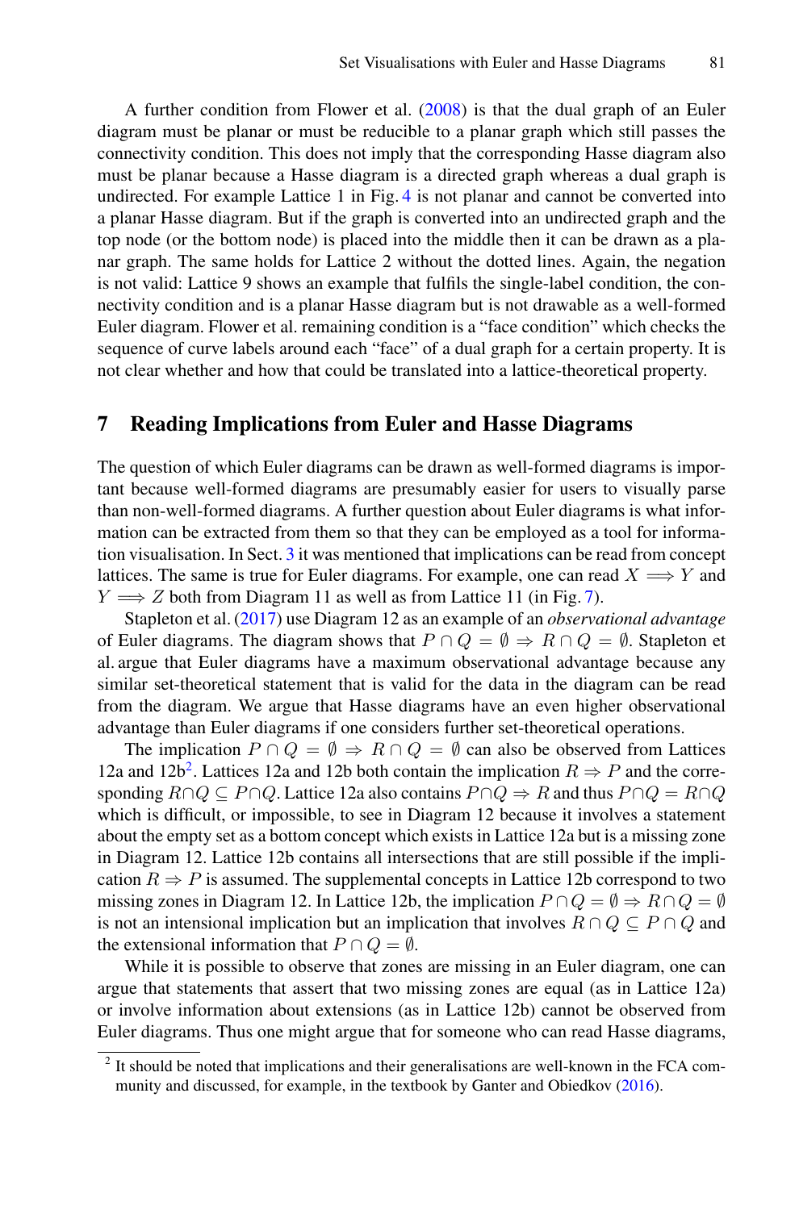A further condition from Flower et al. (2008) is that the dual graph of an Euler diagram must be planar or must be reducible to a planar graph which still passes the connectivity condition. This does not imply that the corresponding Hasse diagram also must be planar because a Hasse diagram is a directed graph whereas a dual graph is undirected. For example Lattice 1 in Fig. 4 is not planar and cannot be converted into a planar Hasse diagram. But if the graph is converted into an undirected graph and the top node (or the bottom node) is placed into the middle then it can be drawn as a planar graph. The same holds for Lattice 2 without the dotted lines. Again, the negation is not valid: Lattice 9 shows an example that fulfils the single-label condition, the connectivity condition and is a planar Hasse diagram but is not drawable as a well-formed Euler diagram. Flower et al. remaining condition is a "face condition" which checks the sequence of curve labels around each "face" of a dual graph for a certain property. It is not clear whether and how that could be translated into a lattice-theoretical property.

## 7 Reading Implications from Euler and Hasse Diagrams

The question of which Euler diagrams can be drawn as well-formed diagrams is important because well-formed diagrams are presumably easier for users to visually parse than non-well-formed diagrams. A further question about Euler diagrams is what information can be extracted from them so that they can be employed as a tool for information visualisation. In Sect. 3 it was mentioned that implications can be read from concept lattices. The same is true for Euler diagrams. For example, one can read $X \implies Y$ and $Y \implies Z$ both from Diagram 11 as well as from Lattice 11 (in Fig. 7).

Stapleton et al. (2017) use Diagram 12 as an example of an *observational advantage* of Euler diagrams. The diagram shows that $P \cap Q = \emptyset \Rightarrow R \cap Q = \emptyset$. Stapleton et al. argue that Euler diagrams have a maximum observational advantage because any similar set-theoretical statement that is valid for the data in the diagram can be read from the diagram. We argue that Hasse diagrams have an even higher observational advantage than Euler diagrams if one considers further set-theoretical operations.

The implication $P \cap Q = \emptyset \Rightarrow R \cap Q = \emptyset$ can also be observed from Lattices 12a and 12b[2]. Lattices 12a and 12b both contain the implication $R \Rightarrow P$ and the corresponding $R \cap Q \subseteq P \cap Q$. Lattice 12a also contains $P \cap Q \Rightarrow R$ and thus $P \cap Q = R \cap Q$ which is difficult, or impossible, to see in Diagram 12 because it involves a statement about the empty set as a bottom concept which exists in Lattice 12a but is a missing zone in Diagram 12. Lattice 12b contains all intersections that are still possible if the implication $R \Rightarrow P$ is assumed. The supplemental concepts in Lattice 12b correspond to two missing zones in Diagram 12. In Lattice 12b, the implication $P \cap Q = \emptyset \Rightarrow R \cap Q = \emptyset$ is not an intensional implication but an implication that involves $R \cap Q \subseteq P \cap Q$ and the extensional information that $P \cap Q = \emptyset$.

While it is possible to observe that zones are missing in an Euler diagram, one can argue that statements that assert that two missing zones are equal (as in Lattice 12a) or involve information about extensions (as in Lattice 12b) cannot be observed from Euler diagrams. Thus one might argue that for someone who can read Hasse diagrams,

---

[2] It should be noted that implications and their generalisations are well-known in the FCA community and discussed, for example, in the textbook by Ganter and Obiedkov (2016).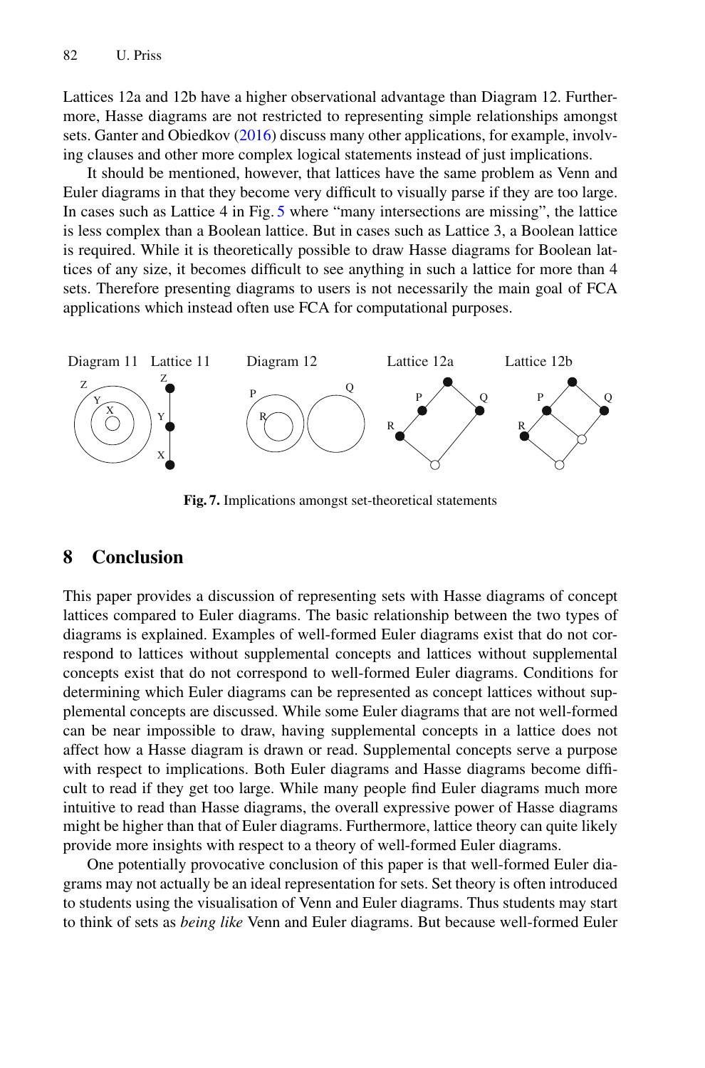Lattices 12a and 12b have a higher observational advantage than Diagram 12. Furthermore, Hasse diagrams are not restricted to representing simple relationships amongst sets. Ganter and Obiedkov (2016) discuss many other applications, for example, involving clauses and other more complex logical statements instead of just implications.

It should be mentioned, however, that lattices have the same problem as Venn and Euler diagrams in that they become very difficult to visually parse if they are too large. In cases such as Lattice 4 in Fig. 5 where "many intersections are missing", the lattice is less complex than a Boolean lattice. But in cases such as Lattice 3, a Boolean lattice is required. While it is theoretically possible to draw Hasse diagrams for Boolean lattices of any size, it becomes difficult to see anything in such a lattice for more than 4 sets. Therefore presenting diagrams to users is not necessarily the main goal of FCA applications which instead often use FCA for computational purposes.

**Fig. 7.** Implications amongst set-theoretical statements

## 8 Conclusion

This paper provides a discussion of representing sets with Hasse diagrams of concept lattices compared to Euler diagrams. The basic relationship between the two types of diagrams is explained. Examples of well-formed Euler diagrams exist that do not correspond to lattices without supplemental concepts and lattices without supplemental concepts exist that do not correspond to well-formed Euler diagrams. Conditions for determining which Euler diagrams can be represented as concept lattices without supplemental concepts are discussed. While some Euler diagrams that are not well-formed can be near impossible to draw, having supplemental concepts in a lattice does not affect how a Hasse diagram is drawn or read. Supplemental concepts serve a purpose with respect to implications. Both Euler diagrams and Hasse diagrams become difficult to read if they get too large. While many people find Euler diagrams much more intuitive to read than Hasse diagrams, the overall expressive power of Hasse diagrams might be higher than that of Euler diagrams. Furthermore, lattice theory can quite likely provide more insights with respect to a theory of well-formed Euler diagrams.

One potentially provocative conclusion of this paper is that well-formed Euler diagrams may not actually be an ideal representation for sets. Set theory is often introduced to students using the visualisation of Venn and Euler diagrams. Thus students may start to think of sets as *being like* Venn and Euler diagrams. But because well-formed Euler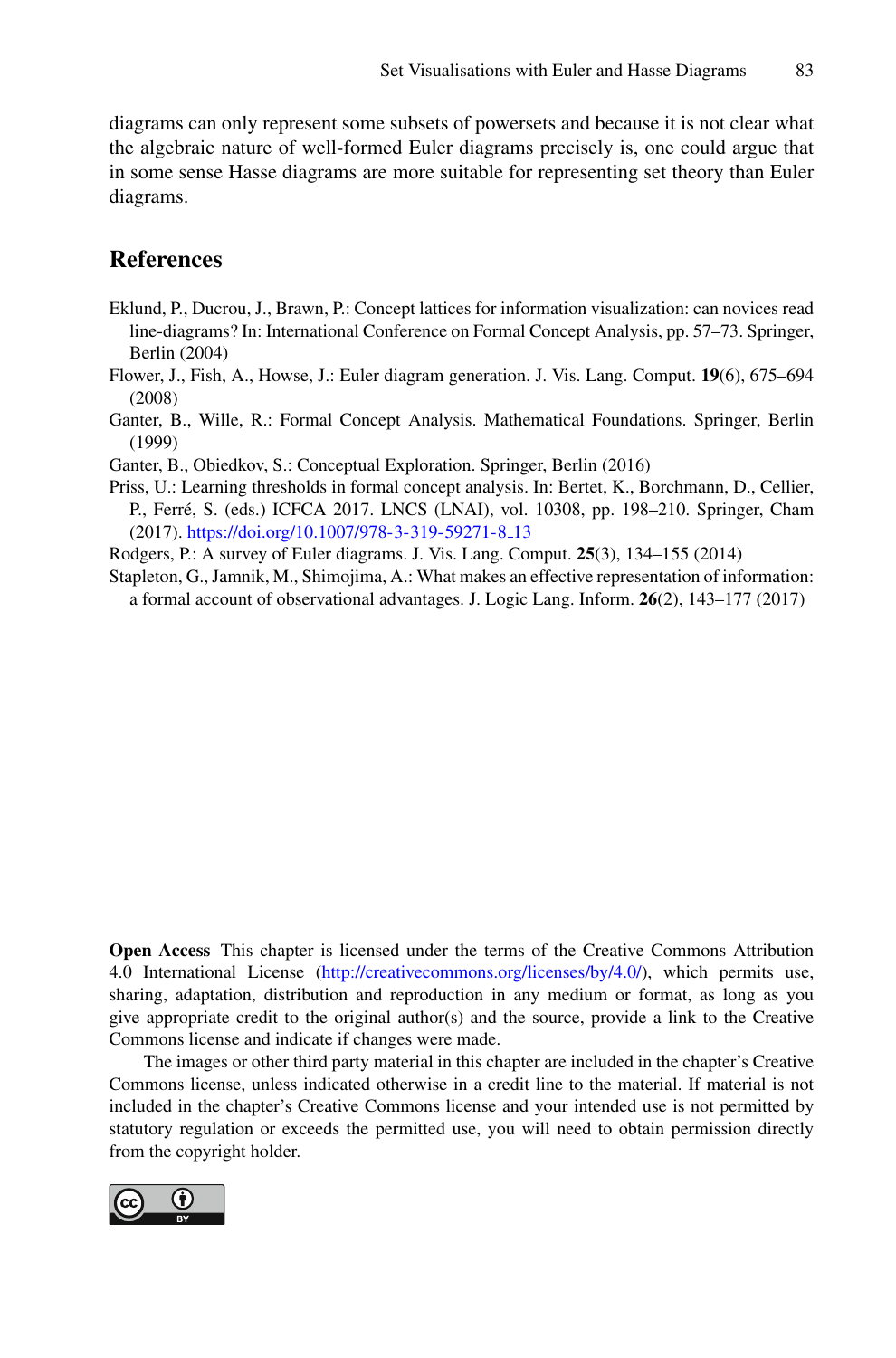diagrams can only represent some subsets of powersets and because it is not clear what the algebraic nature of well-formed Euler diagrams precisely is, one could argue that in some sense Hasse diagrams are more suitable for representing set theory than Euler diagrams.

## References

Eklund, P., Ducrou, J., Brawn, P.: Concept lattices for information visualization: can novices read line-diagrams? In: International Conference on Formal Concept Analysis, pp. 57–73. Springer, Berlin (2004)

Flower, J., Fish, A., Howse, J.: Euler diagram generation. J. Vis. Lang. Comput. **19**(6), 675–694 (2008)

Ganter, B., Wille, R.: Formal Concept Analysis. Mathematical Foundations. Springer, Berlin (1999)

Ganter, B., Obiedkov, S.: Conceptual Exploration. Springer, Berlin (2016)

Priss, U.: Learning thresholds in formal concept analysis. In: Bertet, K., Borchmann, D., Cellier, P., Ferré, S. (eds.) ICFCA 2017. LNCS (LNAI), vol. 10308, pp. 198–210. Springer, Cham (2017). https://doi.org/10.1007/978-3-319-59271-8_13

Rodgers, P.: A survey of Euler diagrams. J. Vis. Lang. Comput. **25**(3), 134–155 (2014)

Stapleton, G., Jamnik, M., Shimojima, A.: What makes an effective representation of information: a formal account of observational advantages. J. Logic Lang. Inform. **26**(2), 143–177 (2017)

**Open Access** This chapter is licensed under the terms of the Creative Commons Attribution 4.0 International License (http://creativecommons.org/licenses/by/4.0/), which permits use, sharing, adaptation, distribution and reproduction in any medium or format, as long as you give appropriate credit to the original author(s) and the source, provide a link to the Creative Commons license and indicate if changes were made.

The images or other third party material in this chapter are included in the chapter's Creative Commons license, unless indicated otherwise in a credit line to the material. If material is not included in the chapter's Creative Commons license and your intended use is not permitted by statutory regulation or exceeds the permitted use, you will need to obtain permission directly from the copyright holder.